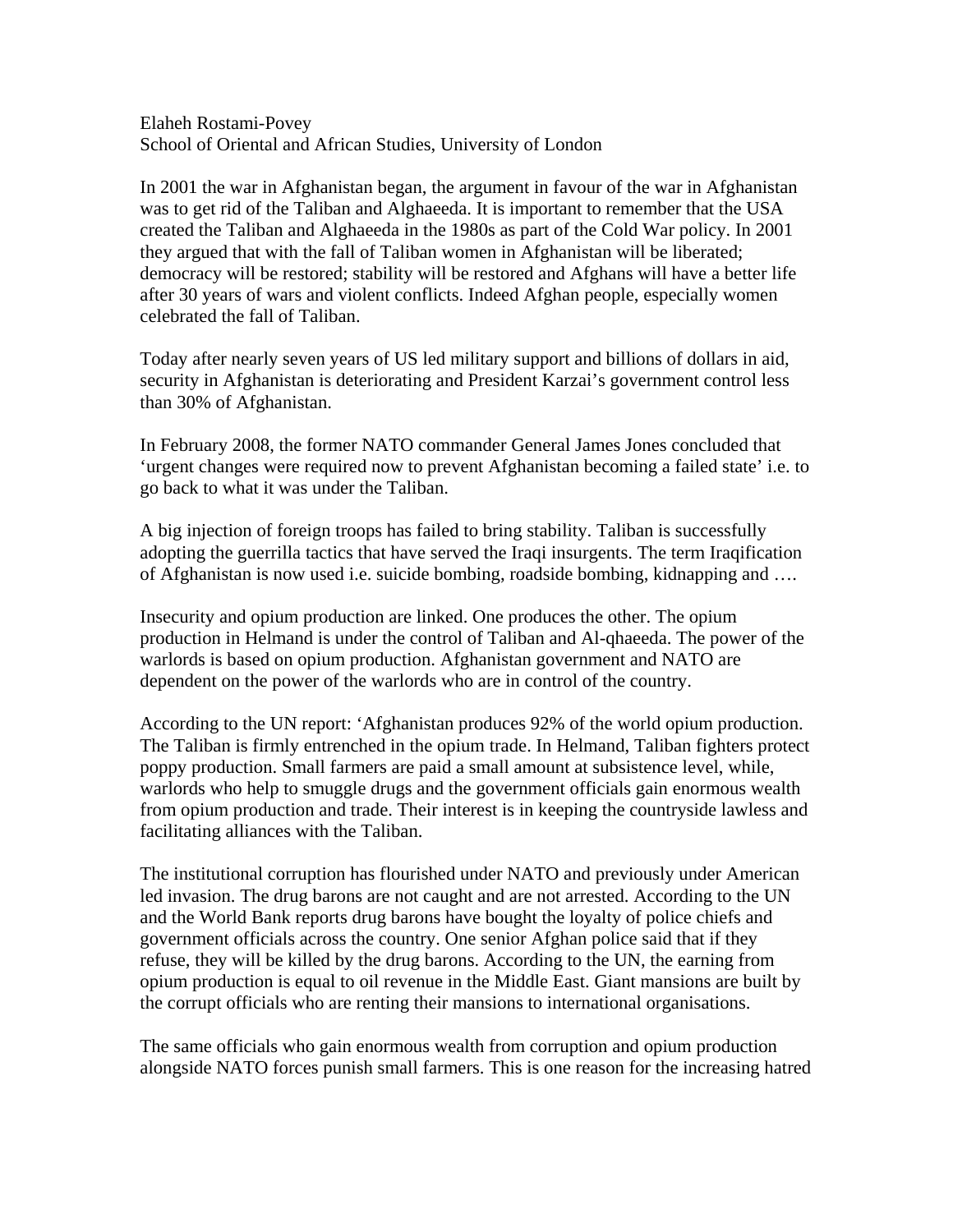Elaheh Rostami-Povey
School of Oriental and African Studies, University of London

In 2001 the war in Afghanistan began, the argument in favour of the war in Afghanistan was to get rid of the Taliban and Alghaeeda. It is important to remember that the USA created the Taliban and Alghaeeda in the 1980s as part of the Cold War policy. In 2001 they argued that with the fall of Taliban women in Afghanistan will be liberated; democracy will be restored; stability will be restored and Afghans will have a better life after 30 years of wars and violent conflicts. Indeed Afghan people, especially women celebrated the fall of Taliban.

Today after nearly seven years of US led military support and billions of dollars in aid, security in Afghanistan is deteriorating and President Karzai's government control less than 30% of Afghanistan.

In February 2008, the former NATO commander General James Jones concluded that 'urgent changes were required now to prevent Afghanistan becoming a failed state' i.e. to go back to what it was under the Taliban.

A big injection of foreign troops has failed to bring stability. Taliban is successfully adopting the guerrilla tactics that have served the Iraqi insurgents. The term Iraqification of Afghanistan is now used i.e. suicide bombing, roadside bombing, kidnapping and ….

Insecurity and opium production are linked. One produces the other. The opium production in Helmand is under the control of Taliban and Al-qhaeeda. The power of the warlords is based on opium production. Afghanistan government and NATO are dependent on the power of the warlords who are in control of the country.

According to the UN report: 'Afghanistan produces 92% of the world opium production. The Taliban is firmly entrenched in the opium trade. In Helmand, Taliban fighters protect poppy production. Small farmers are paid a small amount at subsistence level, while, warlords who help to smuggle drugs and the government officials gain enormous wealth from opium production and trade. Their interest is in keeping the countryside lawless and facilitating alliances with the Taliban.

The institutional corruption has flourished under NATO and previously under American led invasion. The drug barons are not caught and are not arrested. According to the UN and the World Bank reports drug barons have bought the loyalty of police chiefs and government officials across the country. One senior Afghan police said that if they refuse, they will be killed by the drug barons. According to the UN, the earning from opium production is equal to oil revenue in the Middle East. Giant mansions are built by the corrupt officials who are renting their mansions to international organisations.

The same officials who gain enormous wealth from corruption and opium production alongside NATO forces punish small farmers. This is one reason for the increasing hatred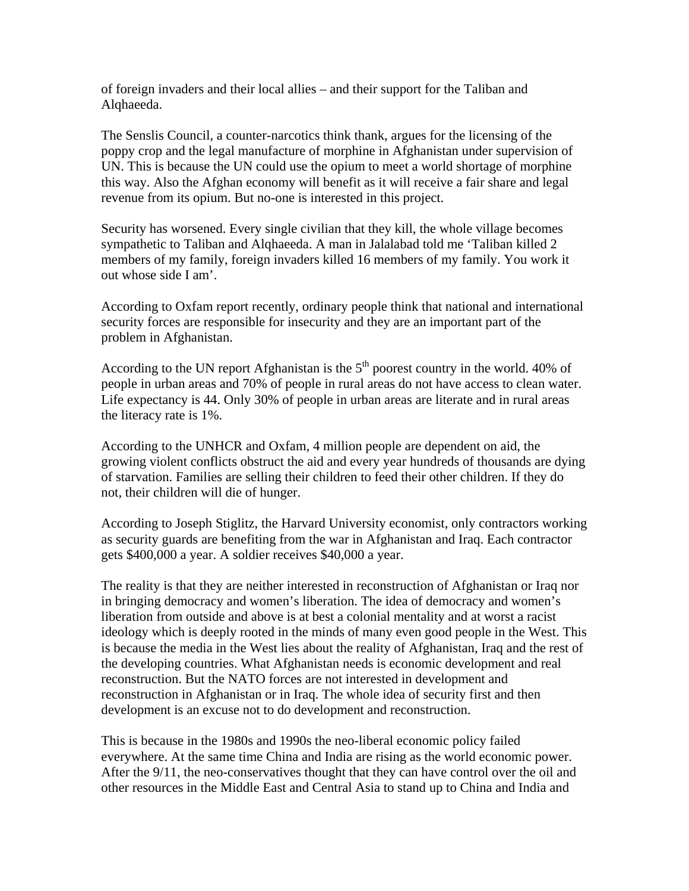of foreign invaders and their local allies – and their support for the Taliban and Alqhaeeda.

The Senslis Council, a counter-narcotics think thank, argues for the licensing of the poppy crop and the legal manufacture of morphine in Afghanistan under supervision of UN. This is because the UN could use the opium to meet a world shortage of morphine this way. Also the Afghan economy will benefit as it will receive a fair share and legal revenue from its opium. But no-one is interested in this project.

Security has worsened. Every single civilian that they kill, the whole village becomes sympathetic to Taliban and Alqhaeeda. A man in Jalalabad told me 'Taliban killed 2 members of my family, foreign invaders killed 16 members of my family. You work it out whose side I am'.

According to Oxfam report recently, ordinary people think that national and international security forces are responsible for insecurity and they are an important part of the problem in Afghanistan.

According to the UN report Afghanistan is the 5th poorest country in the world. 40% of people in urban areas and 70% of people in rural areas do not have access to clean water. Life expectancy is 44. Only 30% of people in urban areas are literate and in rural areas the literacy rate is 1%.

According to the UNHCR and Oxfam, 4 million people are dependent on aid, the growing violent conflicts obstruct the aid and every year hundreds of thousands are dying of starvation. Families are selling their children to feed their other children. If they do not, their children will die of hunger.

According to Joseph Stiglitz, the Harvard University economist, only contractors working as security guards are benefiting from the war in Afghanistan and Iraq. Each contractor gets $400,000 a year. A soldier receives $40,000 a year.

The reality is that they are neither interested in reconstruction of Afghanistan or Iraq nor in bringing democracy and women's liberation. The idea of democracy and women's liberation from outside and above is at best a colonial mentality and at worst a racist ideology which is deeply rooted in the minds of many even good people in the West. This is because the media in the West lies about the reality of Afghanistan, Iraq and the rest of the developing countries. What Afghanistan needs is economic development and real reconstruction. But the NATO forces are not interested in development and reconstruction in Afghanistan or in Iraq. The whole idea of security first and then development is an excuse not to do development and reconstruction.

This is because in the 1980s and 1990s the neo-liberal economic policy failed everywhere. At the same time China and India are rising as the world economic power. After the 9/11, the neo-conservatives thought that they can have control over the oil and other resources in the Middle East and Central Asia to stand up to China and India and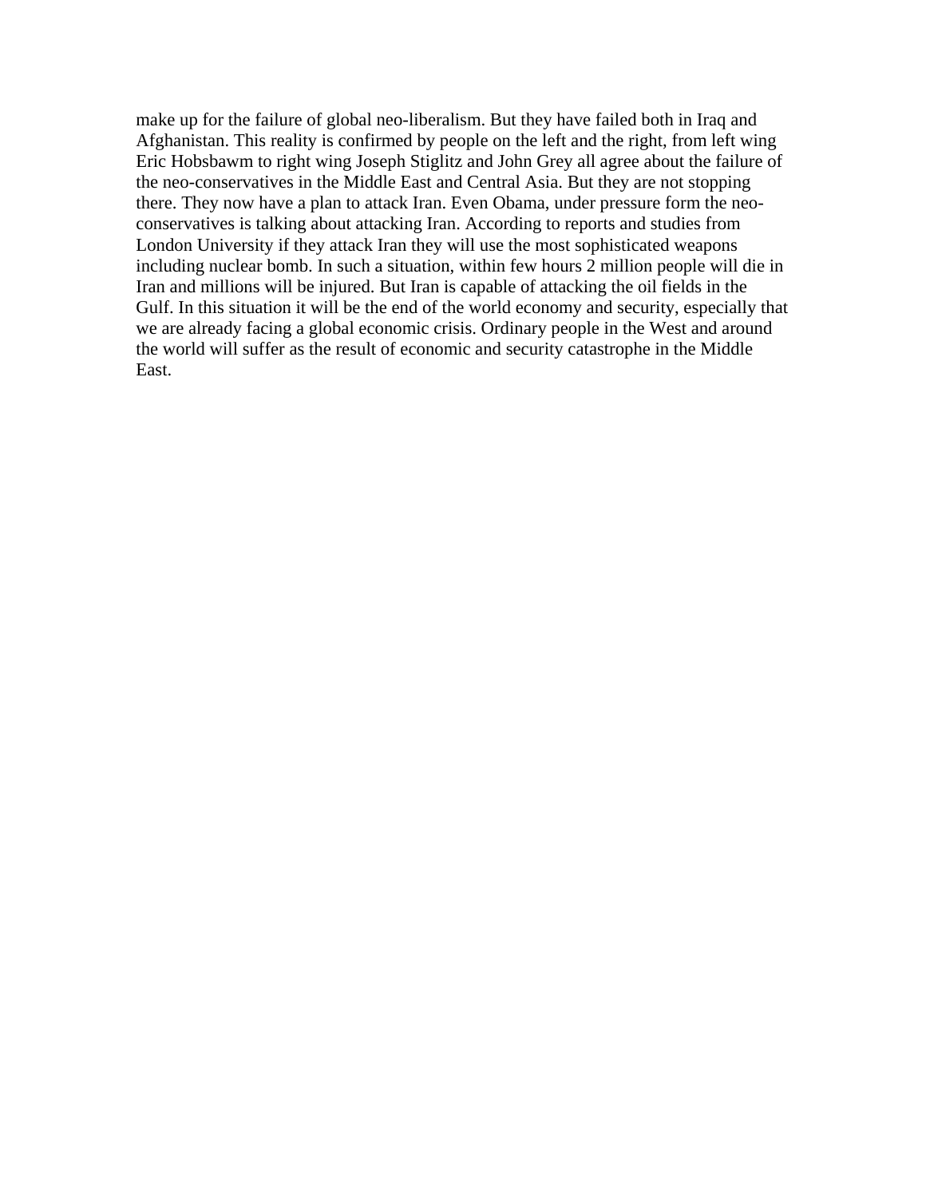make up for the failure of global neo-liberalism. But they have failed both in Iraq and Afghanistan. This reality is confirmed by people on the left and the right, from left wing Eric Hobsbawm to right wing Joseph Stiglitz and John Grey all agree about the failure of the neo-conservatives in the Middle East and Central Asia. But they are not stopping there. They now have a plan to attack Iran. Even Obama, under pressure form the neo-conservatives is talking about attacking Iran. According to reports and studies from London University if they attack Iran they will use the most sophisticated weapons including nuclear bomb. In such a situation, within few hours 2 million people will die in Iran and millions will be injured. But Iran is capable of attacking the oil fields in the Gulf. In this situation it will be the end of the world economy and security, especially that we are already facing a global economic crisis. Ordinary people in the West and around the world will suffer as the result of economic and security catastrophe in the Middle East.